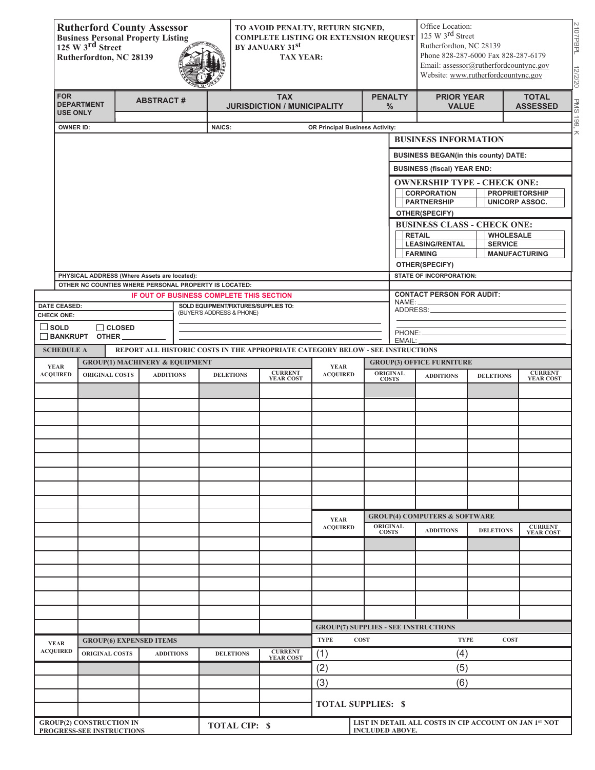# Rutherford County Assessor

**Business Personal Property Listing**
**125 W 3rd Street**
**Rutherfordton, NC 28139**

**TO AVOID PENALTY, RETURN SIGNED, COMPLETE LISTING OR EXTENSION REQUEST BY JANUARY 31st**

**TAX YEAR:**

Office Location:
125 W 3rd Street
Rutherfordton, NC 28139
Phone 828-287-6000 Fax 828-287-6179
Email: assessor@rutherfordcountync.gov
Website: www.rutherfordcountync.gov

2107PBPL 12/2/20 PMS 199, K

| FOR DEPARTMENT USE ONLY | ABSTRACT # | TAX JURISDICTION / MUNICIPALITY | PENALTY % | PRIOR YEAR VALUE | TOTAL ASSESSED |
|---|---|---|---|---|---|
| | | | | | |

**OWNER ID:** **NAICS:** **OR Principal Business Activity:**

## BUSINESS INFORMATION

**BUSINESS BEGAN(in this county) DATE:**

**BUSINESS (fiscal) YEAR END:**

### OWNERSHIP TYPE - CHECK ONE:

- ☐ CORPORATION
- ☐ PROPRIETORSHIP
- ☐ PARTNERSHIP
- ☐ UNICORP ASSOC.
- OTHER(SPECIFY)

### BUSINESS CLASS - CHECK ONE:

- ☐ RETAIL
- ☐ WHOLESALE
- ☐ LEASING/RENTAL
- ☐ SERVICE
- ☐ FARMING
- ☐ MANUFACTURING
- OTHER(SPECIFY)

**PHYSICAL ADDRESS (Where Assets are located):**

**STATE OF INCORPORATION:**

**OTHER NC COUNTIES WHERE PERSONAL PROPERTY IS LOCATED:**

**IF OUT OF BUSINESS COMPLETE THIS SECTION**

**DATE CEASED:**

**SOLD EQUIPMENT/FIXTURES/SUPPLIES TO:** (BUYER'S ADDRESS & PHONE)

**CHECK ONE:**

☐ SOLD ☐ CLOSED
☐ BANKRUPT OTHER ________

**CONTACT PERSON FOR AUDIT:**
NAME:
ADDRESS:
PHONE:
EMAIL:

**SCHEDULE A** — **REPORT ALL HISTORIC COSTS IN THE APPROPRIATE CATEGORY BELOW - SEE INSTRUCTIONS**

| YEAR ACQUIRED | GROUP(1) MACHINERY & EQUIPMENT | | | |
|---|---|---|---|---|
| | ORIGINAL COSTS | ADDITIONS | DELETIONS | CURRENT YEAR COST |
| | | | | |
| | | | | |
| | | | | |
| | | | | |
| | | | | |
| | | | | |
| | | | | |
| | | | | |
| | | | | |
| | | | | |
| | | | | |
| | | | | |
| | | | | |
| | | | | |
| | | | | |
| | | | | |
| | | | | |
| | | | | |

| YEAR ACQUIRED | GROUP(3) OFFICE FURNITURE | | | |
|---|---|---|---|---|
| | ORIGINAL COSTS | ADDITIONS | DELETIONS | CURRENT YEAR COST |
| | | | | |
| | | | | |
| | | | | |
| | | | | |
| | | | | |
| | | | | |
| | | | | |
| | | | | |
| | | | | |

| YEAR ACQUIRED | GROUP(4) COMPUTERS & SOFTWARE | | | |
|---|---|---|---|---|
| | ORIGINAL COSTS | ADDITIONS | DELETIONS | CURRENT YEAR COST |
| | | | | |
| | | | | |
| | | | | |
| | | | | |
| | | | | |
| | | | | |
| | | | | |

| YEAR ACQUIRED | GROUP(6) EXPENSED ITEMS | | | |
|---|---|---|---|---|
| | ORIGINAL COSTS | ADDITIONS | DELETIONS | CURRENT YEAR COST |
| | | | | |
| | | | | |
| | | | | |
| | | | | |

**GROUP(7) SUPPLIES - SEE INSTRUCTIONS**

| TYPE | COST | TYPE | COST |
|---|---|---|---|
| (1) | | (4) | |
| (2) | | (5) | |
| (3) | | (6) | |

**TOTAL SUPPLIES: $**

**GROUP(2) CONSTRUCTION IN PROGRESS-SEE INSTRUCTIONS** **TOTAL CIP: $**

**LIST IN DETAIL ALL COSTS IN CIP ACCOUNT ON JAN 1ST NOT INCLUDED ABOVE.**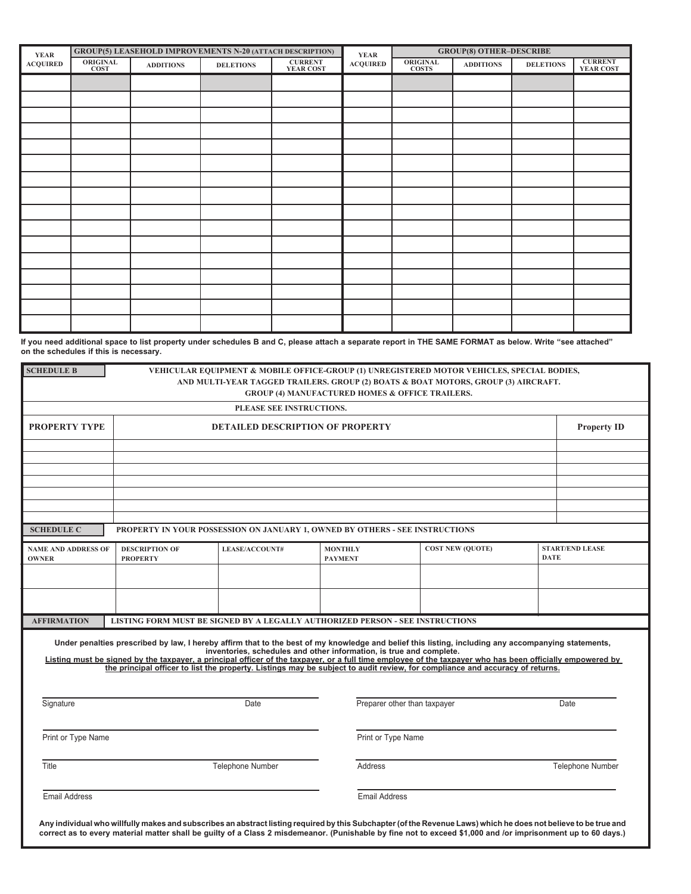| YEAR ACQUIRED | GROUP(5) LEASEHOLD IMPROVEMENTS N-20 (ATTACH DESCRIPTION) | | | | YEAR ACQUIRED | GROUP(8) OTHER–DESCRIBE | | | |
|---|---|---|---|---|---|---|---|---|---|
| | ORIGINAL COST | ADDITIONS | DELETIONS | CURRENT YEAR COST | | ORIGINAL COSTS | ADDITIONS | DELETIONS | CURRENT YEAR COST |
| | | | | | | | | | |
| | | | | | | | | | |
| | | | | | | | | | |
| | | | | | | | | | |
| | | | | | | | | | |
| | | | | | | | | | |
| | | | | | | | | | |
| | | | | | | | | | |
| | | | | | | | | | |
| | | | | | | | | | |
| | | | | | | | | | |
| | | | | | | | | | |
| | | | | | | | | | |
| | | | | | | | | | |
| | | | | | | | | | |
| | | | | | | | | | |

**If you need additional space to list property under schedules B and C, please attach a separate report in THE SAME FORMAT as below. Write "see attached" on the schedules if this is necessary.**

**SCHEDULE B** — **VEHICULAR EQUIPMENT & MOBILE OFFICE-GROUP (1) UNREGISTERED MOTOR VEHICLES, SPECIAL BODIES, AND MULTI-YEAR TAGGED TRAILERS. GROUP (2) BOATS & BOAT MOTORS, GROUP (3) AIRCRAFT. GROUP (4) MANUFACTURED HOMES & OFFICE TRAILERS.**

**PLEASE SEE INSTRUCTIONS.**

| PROPERTY TYPE | DETAILED DESCRIPTION OF PROPERTY | Property ID |
|---|---|---|
| | | |
| | | |
| | | |
| | | |
| | | |
| | | |
| | | |

**SCHEDULE C** — **PROPERTY IN YOUR POSSESSION ON JANUARY 1, OWNED BY OTHERS - SEE INSTRUCTIONS**

| NAME AND ADDRESS OF OWNER | DESCRIPTION OF PROPERTY | LEASE/ACCOUNT# | MONTHLY PAYMENT | COST NEW (QUOTE) | START/END LEASE DATE |
|---|---|---|---|---|---|
| | | | | | |
| | | | | | |

**AFFIRMATION** — **LISTING FORM MUST BE SIGNED BY A LEGALLY AUTHORIZED PERSON - SEE INSTRUCTIONS**

**Under penalties prescribed by law, I hereby affirm that to the best of my knowledge and belief this listing, including any accompanying statements, inventories, schedules and other information, is true and complete.**
**Listing must be signed by the taxpayer, a principal officer of the taxpayer, or a full time employee of the taxpayer who has been officially empowered by the principal officer to list the property. Listings may be subject to audit review, for compliance and accuracy of returns.**

Signature ____________ Date ____________

Print or Type Name ____________

Title ____________ Telephone Number ____________

Email Address ____________

Preparer other than taxpayer ____________ Date ____________

Print or Type Name ____________

Address ____________ Telephone Number ____________

Email Address ____________

**Any individual who willfully makes and subscribes an abstract listing required by this Subchapter (of the Revenue Laws) which he does not believe to be true and correct as to every material matter shall be guilty of a Class 2 misdemeanor. (Punishable by fine not to exceed $1,000 and /or imprisonment up to 60 days.)**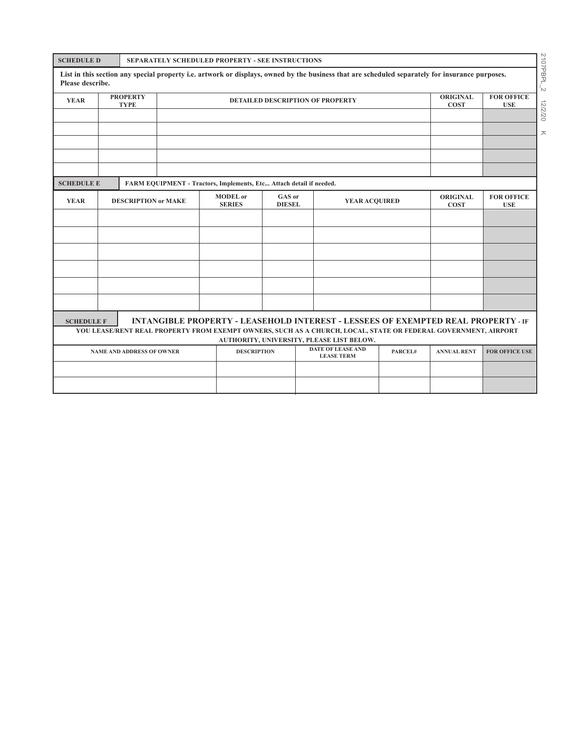**SCHEDULE D** **SEPARATELY SCHEDULED PROPERTY - SEE INSTRUCTIONS**

**List in this section any special property i.e. artwork or displays, owned by the business that are scheduled separately for insurance purposes. Please describe.**

| YEAR | PROPERTY TYPE | DETAILED DESCRIPTION OF PROPERTY | ORIGINAL COST | FOR OFFICE USE |
|---|---|---|---|---|
| | | | | |
| | | | | |
| | | | | |
| | | | | |
| | | | | |

**SCHEDULE E** **FARM EQUIPMENT - Tractors, Implements, Etc... Attach detail if needed.**

| YEAR | DESCRIPTION or MAKE | MODEL or SERIES | GAS or DIESEL | YEAR ACQUIRED | ORIGINAL COST | FOR OFFICE USE |
|---|---|---|---|---|---|---|
| | | | | | | |
| | | | | | | |
| | | | | | | |
| | | | | | | |
| | | | | | | |
| | | | | | | |

**SCHEDULE F** **INTANGIBLE PROPERTY - LEASEHOLD INTEREST - LESSEES OF EXEMPTED REAL PROPERTY - IF YOU LEASE/RENT REAL PROPERTY FROM EXEMPT OWNERS, SUCH AS A CHURCH, LOCAL, STATE OR FEDERAL GOVERNMENT, AIRPORT AUTHORITY, UNIVERSITY, PLEASE LIST BELOW.**

| NAME AND ADDRESS OF OWNER | DESCRIPTION | DATE OF LEASE AND LEASE TERM | PARCEL# | ANNUAL RENT | FOR OFFICE USE |
|---|---|---|---|---|---|
| | | | | | |
| | | | | | |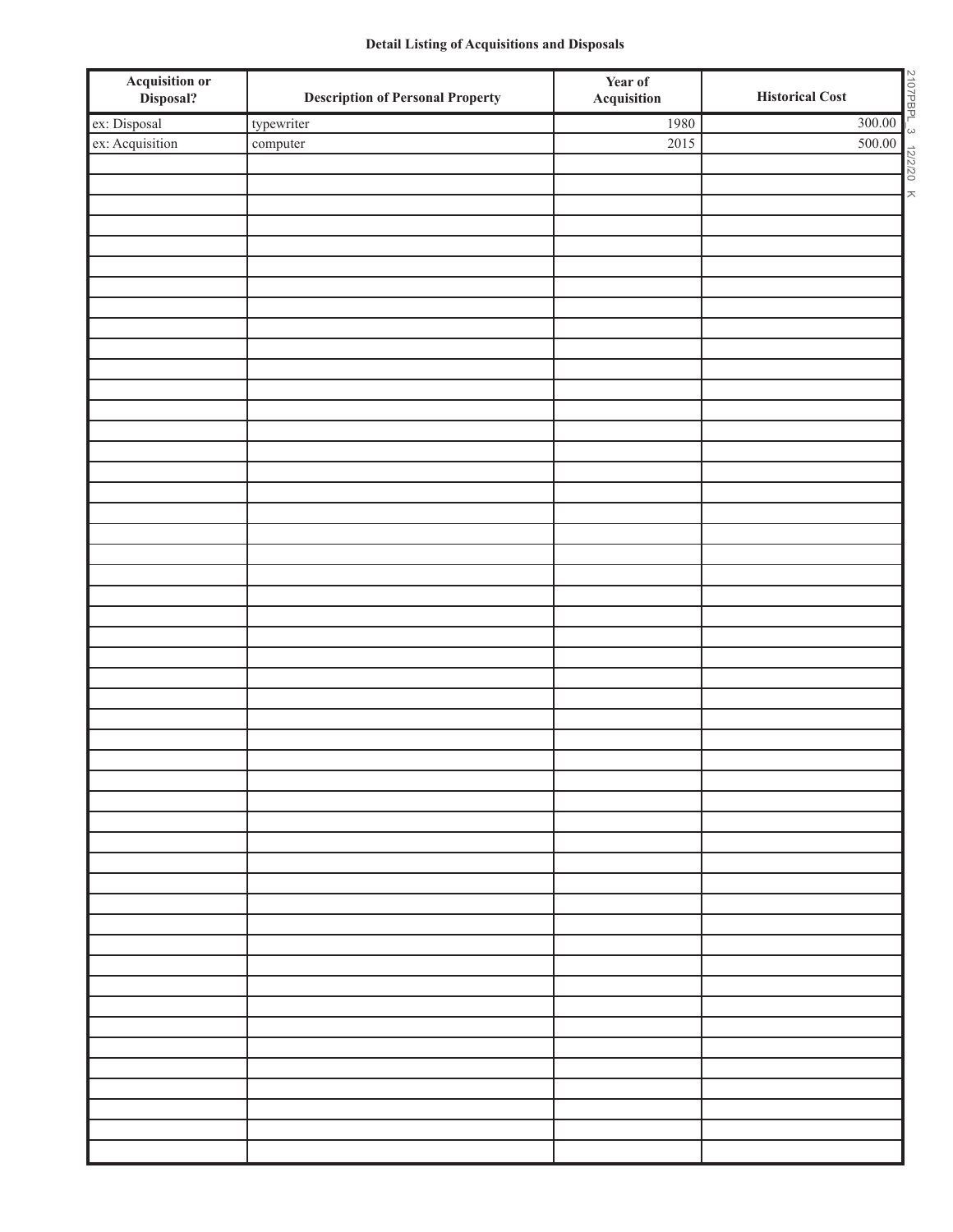**Detail Listing of Acquisitions and Disposals**

| Acquisition or Disposal? | Description of Personal Property | Year of Acquisition | Historical Cost |
|---|---|---|---|
| ex: Disposal | typewriter | 1980 | 300.00 |
| ex: Acquisition | computer | 2015 | 500.00 |
| | | | |
| | | | |
| | | | |
| | | | |
| | | | |
| | | | |
| | | | |
| | | | |
| | | | |
| | | | |
| | | | |
| | | | |
| | | | |
| | | | |
| | | | |
| | | | |
| | | | |
| | | | |
| | | | |
| | | | |
| | | | |
| | | | |
| | | | |
| | | | |
| | | | |
| | | | |
| | | | |
| | | | |
| | | | |
| | | | |
| | | | |
| | | | |
| | | | |
| | | | |
| | | | |
| | | | |
| | | | |
| | | | |
| | | | |
| | | | |
| | | | |
| | | | |
| | | | |
| | | | |
| | | | |
| | | | |
| | | | |
| | | | |
| | | | |

2107PBPL_3 12/2/20 K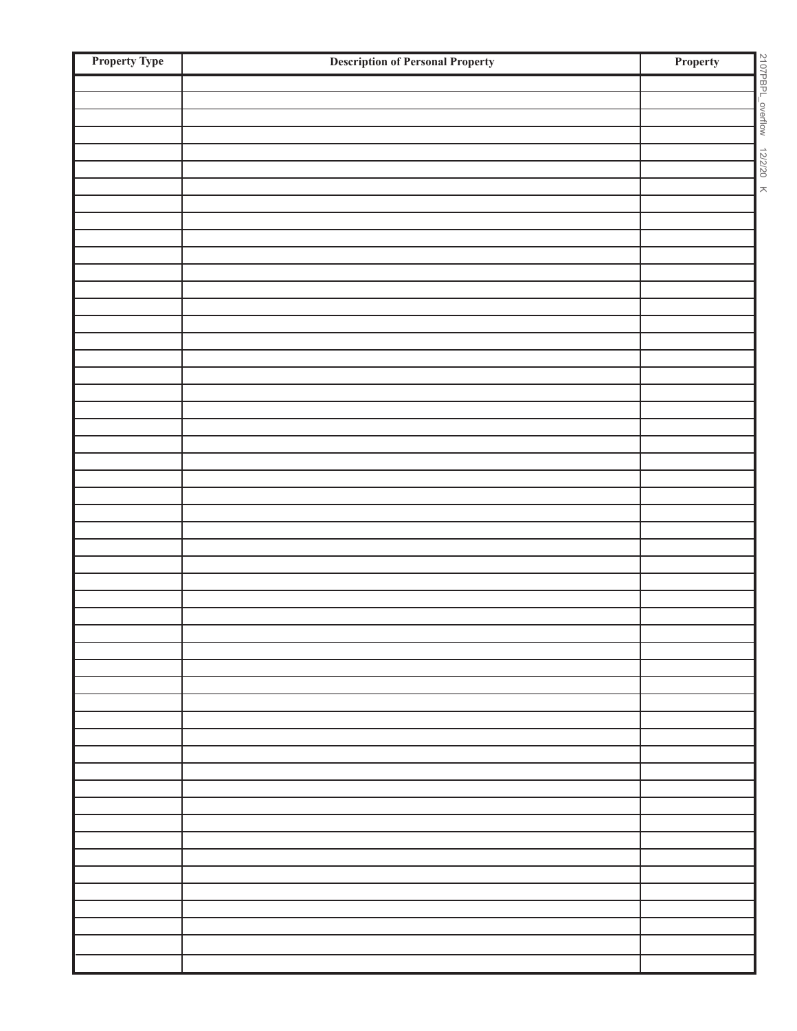| Property Type | Description of Personal Property | Property |
|---|---|---|
| | | |
| | | |
| | | |
| | | |
| | | |
| | | |
| | | |
| | | |
| | | |
| | | |
| | | |
| | | |
| | | |
| | | |
| | | |
| | | |
| | | |
| | | |
| | | |
| | | |
| | | |
| | | |
| | | |
| | | |
| | | |
| | | |
| | | |
| | | |
| | | |
| | | |
| | | |
| | | |
| | | |
| | | |
| | | |
| | | |
| | | |
| | | |
| | | |
| | | |
| | | |
| | | |
| | | |
| | | |
| | | |
| | | |
| | | |
| | | |
| | | |
| | | |
| | | |
| | | |
| | | |

2107PBPL_overflow 12/2/20 K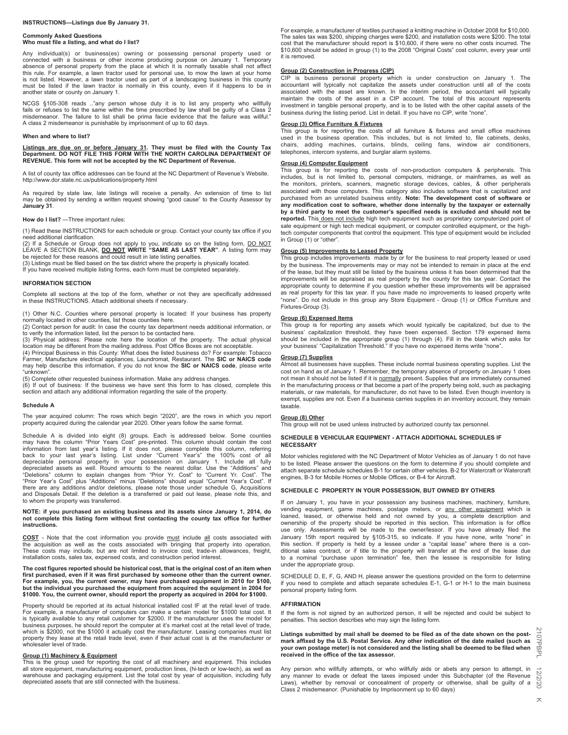**INSTRUCTIONS—Listings due By January 31.**

**Commonly Asked Questions**
**Who must file a listing, and what do I list?**

Any individual(s) or business(es) owning or possessing personal property used or connected with a business or other income producing purpose on January 1. Temporary absence of personal property from the place at which it is normally taxable shall not affect this rule. For example, a lawn tractor used for personal use, to mow the lawn at your home is not listed. However, a lawn tractor used as part of a landscaping business in this county must be listed if the lawn tractor is normally in this county, even if it happens to be in another state or county on January 1.

NCGS §105-308 reads .."any person whose duty it is to list any property who willfully fails or refuses to list the same within the time prescribed by law shall be guilty of a Class 2 misdemeanor. The failure to list shall be prima facie evidence that the failure was willful." A class 2 misdemeanor is punishable by imprisonment of up to 60 days.

**When and where to list?**

**Listings are due on or before January 31. They must be filed with the County Tax Department. DO NOT FILE THIS FORM WITH THE NORTH CAROLINA DEPARTMENT OF REVENUE. This form will not be accepted by the NC Department of Revenue.**

A list of county tax office addresses can be found at the NC Department of Revenue's Website. http://www.dor.state.nc.us/publications/property.html

As required by state law, late listings will receive a penalty. An extension of time to list may be obtained by sending a written request showing "good cause" to the County Assessor by **January 31**.

**How do I list?** —Three important rules:

(1) Read these INSTRUCTIONS for each schedule or group. Contact your county tax office if you need additional clarification.
(2) If a Schedule or Group does not apply to you, indicate so on the listing form, DO NOT LEAVE A SECTION BLANK, **DO NOT WRITE "SAME AS LAST YEAR"**. A listing form may be rejected for these reasons and could result in late listing penalties.
(3) Listings must be filed based on the tax district where the property is physically located.
If you have received multiple listing forms, each form must be completed separately.

**INFORMATION SECTION**

Complete all sections at the top of the form, whether or not they are specifically addressed in these INSTRUCTIONS. Attach additional sheets if necessary.

(1) Other N.C. Counties where personal property is located: If your business has property normally located in other counties, list those counties here.
(2) Contact person for audit: In case the county tax department needs additional information, or to verify the information listed, list the person to be contacted here.
(3) Physical address: Please note here the location of the property. The actual physical location may be different from the mailing address. Post Office Boxes are not acceptable.
(4) Principal Business in this County: What does the listed business do? For example: Tobacco Farmer, Manufacture electrical appliances, Laundromat, Restaurant. The **SIC or NAICS code** may help describe this information, if you do not know the **SIC or NAICS code**, please write "unknown".
(5) Complete other requested business information. Make any address changes.
(6) If out of business: If the business we have sent this form to has closed, complete this section and attach any additional information regarding the sale of the property.

**Schedule A**

The year acquired column: The rows which begin "2020", are the rows in which you report property acquired during the calendar year 2020. Other years follow the same format.

Schedule A is divided into eight (8) groups. Each is addressed below. Some counties may have the column "Prior Years Cost" pre-printed. This column should contain the cost information from last year's listing. If it does not, please complete this column, referring back to your last year's listing. List under "Current Year's" the 100% cost of all depreciable personal property in your possession on January 1. Include all fully depreciated assets as well. Round amounts to the nearest dollar. Use the "Additions" and "Deletions" column to explain changes from "Prior Yr. Cost" to "Current Yr. Cost". The "Prior Year's Cost" plus "Additions" minus "Deletions" should equal "Current Year's Cost". If there are any additions and/or deletions, please note those under schedule G, Acquisitions and Disposals Detail. If the deletion is a transferred or paid out lease, please note this, and to whom the property was transferred.

**NOTE: if you purchased an existing business and its assets since January 1, 2014, do not complete this listing form without first contacting the county tax office for further instructions.**

**COST** - Note that the cost information you provide must include all costs associated with the acquisition as well as the costs associated with bringing that property into operation. These costs may include, but are not limited to invoice cost, trade-in allowances, freight, installation costs, sales tax, expensed costs, and construction period interest.

**The cost figures reported should be historical cost, that is the original cost of an item when first purchased, even if it was first purchased by someone other than the current owner. For example, you, the current owner, may have purchased equipment in 2010 for $100, but the individual you purchased the equipment from acquired the equipment in 2004 for $1000. You, the current owner, should report the property as acquired in 2004 for $1000.**

Property should be reported at its actual historical installed cost IF at the retail level of trade. For example, a manufacturer of computers can make a certain model for $1000 total cost. It is typically available to any retail customer for $2000. If the manufacturer uses the model for business purposes, he should report the computer at it's market cost at the retail level of trade, which is $2000, not the $1000 it actually cost the manufacturer. Leasing companies must list property they lease at the retail trade level, even if their actual cost is at the manufacturer or wholesaler level of trade.

**Group (1) Machinery & Equipment**
This is the group used for reporting the cost of all machinery and equipment. This includes all store equipment, manufacturing equipment, production lines, (hi-tech or low-tech), as well as warehouse and packaging equipment. List the total cost by year of acquisition, including fully depreciated assets that are still connected with the business.

For example, a manufacturer of textiles purchased a knitting machine in October 2008 for $10,000. The sales tax was $200, shipping charges were $200, and installation costs were $200. The total cost that the manufacturer should report is $10,600, if there were no other costs incurred. The $10,600 should be added in group (1) to the 2008 "Original Costs" cost column, every year until it is removed.

**Group (2) Construction in Progress (CIP)**
CIP is business personal property which is under construction on January 1. The accountant will typically not capitalize the assets under construction until all of the costs associated with the asset are known. In the interim period, the accountant will typically maintain the costs of the asset in a CIP account. The total of this account represents investment in tangible personal property, and is to be listed with the other capital assets of the business during the listing period. List in detail. If you have no CIP, write "none".

**Group (3) Office Furniture & Fixtures**
This group is for reporting the costs of all furniture & fixtures and small office machines used in the business operation. This includes, but is not limited to, file cabinets, desks, chairs, adding machines, curtains, blinds, ceiling fans, window air conditioners, telephones, intercom systems, and burglar alarm systems.

**Group (4) Computer Equipment**
This group is for reporting the costs of non-production computers & peripherals. This includes, but is not limited to, personal computers, midrange, or mainframes, as well as the monitors, printers, scanners, magnetic storage devices, cables, & other peripherals associated with those computers. This category also includes software that is capitalized and purchased from an unrelated business entity. **Note: The development cost of software or any modification cost to software, whether done internally by the taxpayer or externally by a third party to meet the customer's specified needs is excluded and should not be reported.** This does not include high tech equipment such as proprietary computerized point of sale equipment or high tech medical equipment, or computer controlled equipment, or the high-tech computer components that control the equipment. This type of equipment would be included in Group (1) or "other".

**Group (5) Improvements to Leased Property**
This group includes improvements made by or for the business to real property leased or used by the business. The improvements may or may not be intended to remain in place at the end of the lease, but they must still be listed by the business unless it has been determined that the improvements will be appraised as real property by the county for this tax year. Contact the appropriate county to determine if you question whether these improvements will be appraised as real property for this tax year. If you have made no improvements to leased property write "none". Do not include in this group any Store Equipment - Group (1) or Office Furniture and Fixtures-Group (3).

**Group (6) Expensed Items**
This group is for reporting any assets which would typically be capitalized, but due to the business' capitalization threshold, they have been expensed. Section 179 expensed items should be included in the appropriate group (1) through (4). Fill in the blank which asks for your business' "Capitalization Threshold." If you have no expensed items write "none".

**Group (7) Supplies**
Almost all businesses have supplies. These include normal business operating supplies. List the cost on hand as of January 1. Remember, the temporary absence of property on January 1 does not mean it should not be listed if it is normally present. Supplies that are immediately consumed in the manufacturing process or that become a part of the property being sold, such as packaging materials, or raw materials, for manufacturer, do not have to be listed. Even though inventory is exempt, supplies are not. Even if a business carries supplies in an inventory account, they remain taxable.

**Group (8) Other**
This group will not be used unless instructed by authorized county tax personnel.

**SCHEDULE B VEHICULAR EQUIPMENT - ATTACH ADDITIONAL SCHEDULES IF NECESSARY**

Motor vehicles registered with the NC Department of Motor Vehicles as of January 1 do not have to be listed. Please answer the questions on the form to determine if you should complete and attach separate schedule schedules B-1 for certain other vehicles. B-2 for Watercraft or Watercraft engines, B-3 for Mobile Homes or Mobile Offices, or B-4 for Aircraft.

**SCHEDULE C PROPERTY IN YOUR POSSESSION, BUT OWNED BY OTHERS**

If on January 1, you have in your possession any business machines, machinery, furniture, vending equipment, game machines, postage meters, or any other equipment which is loaned, leased, or otherwise held and not owned by you, a complete description and ownership of the property should be reported in this section. This information is for office use only. Assessments will be made to the owner/lessor. If you have already filed the January 15th report required by §105-315, so indicate. If you have none, write "none" in this section. If property is held by a lessee under a "capital lease" where there is a conditional sales contract, or if title to the property will transfer at the end of the lease due to a nominal "purchase upon termination" fee, then the lessee is responsible for listing under the appropriate group.

SCHEDULE D, E, F, G, AND H, please answer the questions provided on the form to determine if you need to complete and attach separate schedules E-1, G-1 or H-1 to the main business personal property listing form.

**AFFIRMATION**

If the form is not signed by an authorized person, it will be rejected and could be subject to penalties. This section describes who may sign the listing form.

**Listings submitted by mail shall be deemed to be filed as of the date shown on the postmark affixed by the U.S. Postal Service. Any other indication of the date mailed (such as your own postage meter) is not considered and the listing shall be deemed to be filed when received in the office of the tax assessor.**

Any person who willfully attempts, or who willfully aids or abets any person to attempt, in any manner to evade or defeat the taxes imposed under this Subchapter (of the Revenue Laws), whether by removal or concealment of property or otherwise, shall be guilty of a Class 2 misdemeanor. (Punishable by Imprisonment up to 60 days)

2107PBPL 12/20 K